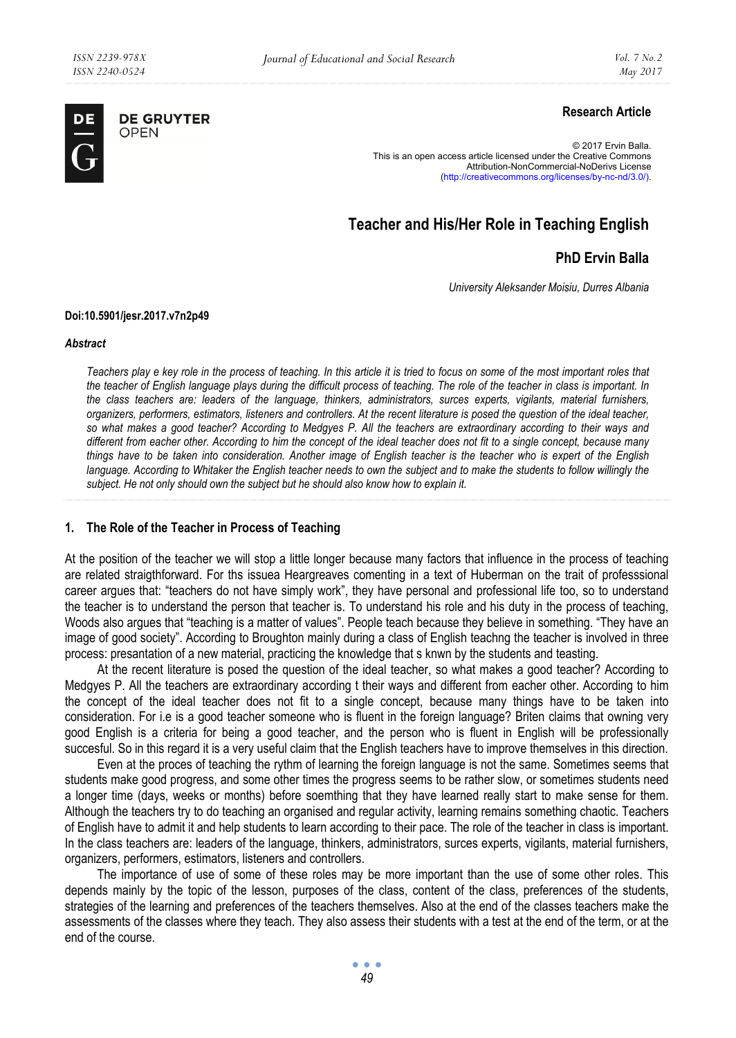**Research Article**

© 2017 Ervin Balla.
This is an open access article licensed under the Creative Commons Attribution-NonCommercial-NoDerivs License (http://creativecommons.org/licenses/by-nc-nd/3.0/).

# Teacher and His/Her Role in Teaching English

## PhD Ervin Balla

*University Aleksander Moisiu, Durres Albania*

**Doi:10.5901/jesr.2017.v7n2p49**

***Abstract***

*Teachers play e key role in the process of teaching. In this article it is tried to focus on some of the most important roles that the teacher of English language plays during the difficult process of teaching. The role of the teacher in class is important. In the class teachers are: leaders of the language, thinkers, administrators, surces experts, vigilants, material furnishers, organizers, performers, estimators, listeners and controllers. At the recent literature is posed the question of the ideal teacher, so what makes a good teacher? According to Medgyes P. All the teachers are extraordinary according to their ways and different from eacher other. According to him the concept of the ideal teacher does not fit to a single concept, because many things have to be taken into consideration. Another image of English teacher is the teacher who is expert of the English language. According to Whitaker the English teacher needs to own the subject and to make the students to follow willingly the subject. He not only should own the subject but he should also know how to explain it.*

## 1. The Role of the Teacher in Process of Teaching

At the position of the teacher we will stop a little longer because many factors that influence in the process of teaching are related straigthforward. For ths issuea Heargreaves comenting in a text of Huberman on the trait of professsional career argues that: "teachers do not have simply work", they have personal and professional life too, so to understand the teacher is to understand the person that teacher is. To understand his role and his duty in the process of teaching, Woods also argues that "teaching is a matter of values". People teach because they believe in something. "They have an image of good society". According to Broughton mainly during a class of English teachng the teacher is involved in three process: presantation of a new material, practicing the knowledge that s knwn by the students and teasting.

At the recent literature is posed the question of the ideal teacher, so what makes a good teacher? According to Medgyes P. All the teachers are extraordinary according t their ways and different from eacher other. According to him the concept of the ideal teacher does not fit to a single concept, because many things have to be taken into consideration. For i.e is a good teacher someone who is fluent in the foreign language? Briten claims that owning very good English is a criteria for being a good teacher, and the person who is fluent in English will be professionally succesful. So in this regard it is a very useful claim that the English teachers have to improve themselves in this direction.

Even at the proces of teaching the rythm of learning the foreign language is not the same. Sometimes seems that students make good progress, and some other times the progress seems to be rather slow, or sometimes students need a longer time (days, weeks or months) before soemthing that they have learned really start to make sense for them. Although the teachers try to do teaching an organised and regular activity, learning remains something chaotic. Teachers of English have to admit it and help students to learn according to their pace. The role of the teacher in class is important. In the class teachers are: leaders of the language, thinkers, administrators, surces experts, vigilants, material furnishers, organizers, performers, estimators, listeners and controllers.

The importance of use of some of these roles may be more important than the use of some other roles. This depends mainly by the topic of the lesson, purposes of the class, content of the class, preferences of the students, strategies of the learning and preferences of the teachers themselves. Also at the end of the classes teachers make the assessments of the classes where they teach. They also assess their students with a test at the end of the term, or at the end of the course.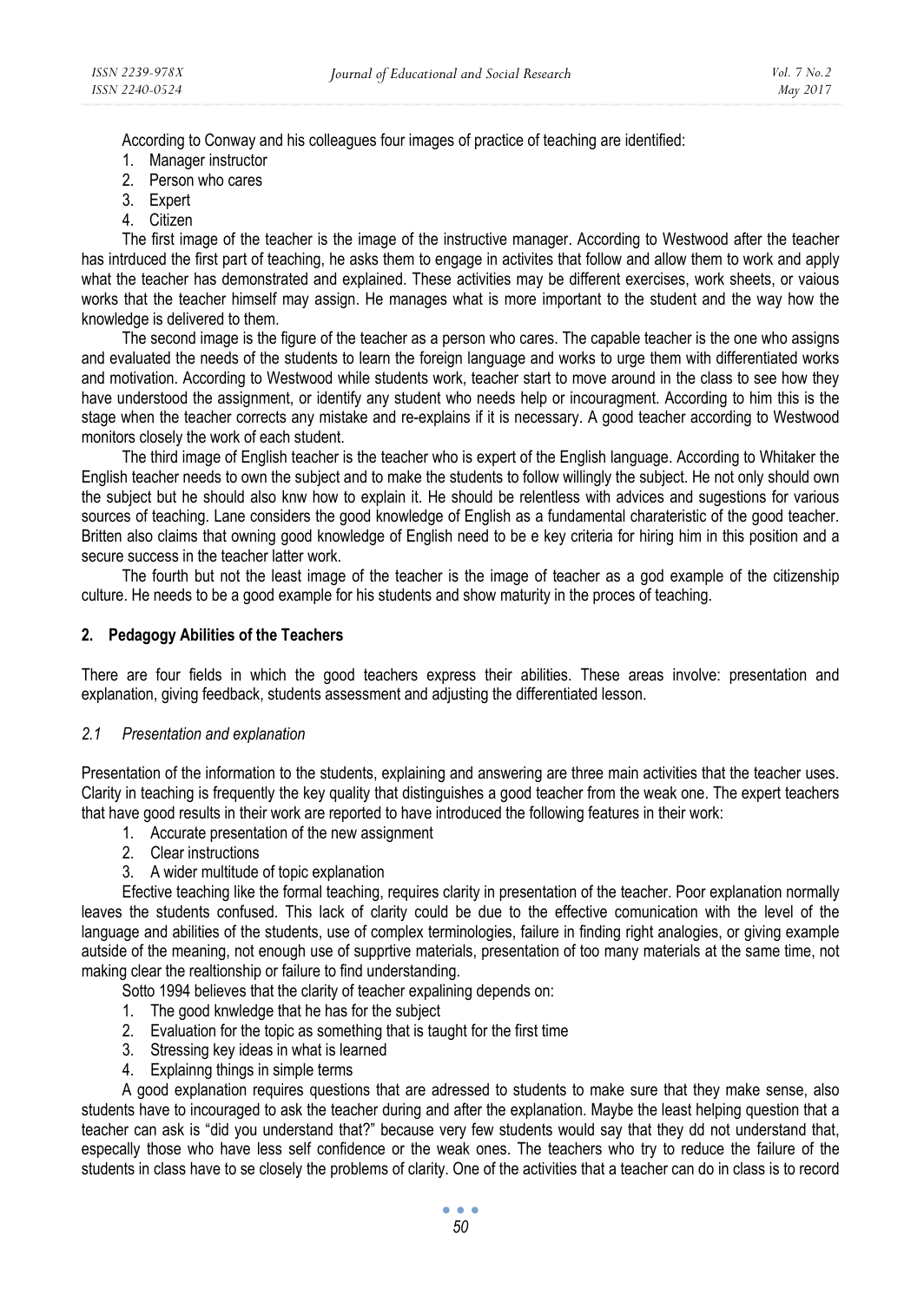According to Conway and his colleagues four images of practice of teaching are identified:

1. Manager instructor
2. Person who cares
3. Expert
4. Citizen

The first image of the teacher is the image of the instructive manager. According to Westwood after the teacher has intrduced the first part of teaching, he asks them to engage in activites that follow and allow them to work and apply what the teacher has demonstrated and explained. These activities may be different exercises, work sheets, or vaious works that the teacher himself may assign. He manages what is more important to the student and the way how the knowledge is delivered to them.

The second image is the figure of the teacher as a person who cares. The capable teacher is the one who assigns and evaluated the needs of the students to learn the foreign language and works to urge them with differentiated works and motivation. According to Westwood while students work, teacher start to move around in the class to see how they have understood the assignment, or identify any student who needs help or incouragment. According to him this is the stage when the teacher corrects any mistake and re-explains if it is necessary. A good teacher according to Westwood monitors closely the work of each student.

The third image of English teacher is the teacher who is expert of the English language. According to Whitaker the English teacher needs to own the subject and to make the students to follow willingly the subject. He not only should own the subject but he should also knw how to explain it. He should be relentless with advices and sugestions for various sources of teaching. Lane considers the good knowledge of English as a fundamental charateristic of the good teacher. Britten also claims that owning good knowledge of English need to be e key criteria for hiring him in this position and a secure success in the teacher latter work.

The fourth but not the least image of the teacher is the image of teacher as a god example of the citizenship culture. He needs to be a good example for his students and show maturity in the proces of teaching.

## 2. Pedagogy Abilities of the Teachers

There are four fields in which the good teachers express their abilities. These areas involve: presentation and explanation, giving feedback, students assessment and adjusting the differentiated lesson.

### *2.1 Presentation and explanation*

Presentation of the information to the students, explaining and answering are three main activities that the teacher uses. Clarity in teaching is frequently the key quality that distinguishes a good teacher from the weak one. The expert teachers that have good results in their work are reported to have introduced the following features in their work:

1. Accurate presentation of the new assignment
2. Clear instructions
3. A wider multitude of topic explanation

Efective teaching like the formal teaching, requires clarity in presentation of the teacher. Poor explanation normally leaves the students confused. This lack of clarity could be due to the effective comunication with the level of the language and abilities of the students, use of complex terminologies, failure in finding right analogies, or giving example outside of the meaning, not enough use of supprtive materials, presentation of too many materials at the same time, not making clear the realtionship or failure to find understanding.

Sotto 1994 believes that the clarity of teacher expalining depends on:

1. The good knwledge that he has for the subject
2. Evaluation for the topic as something that is taught for the first time
3. Stressing key ideas in what is learned
4. Explainng things in simple terms

A good explanation requires questions that are adressed to students to make sure that they make sense, also students have to incouraged to ask the teacher during and after the explanation. Maybe the least helping question that a teacher can ask is "did you understand that?" because very few students would say that they dd not understand that, especally those who have less self confidence or the weak ones. The teachers who try to reduce the failure of the students in class have to se closely the problems of clarity. One of the activities that a teacher can do in class is to record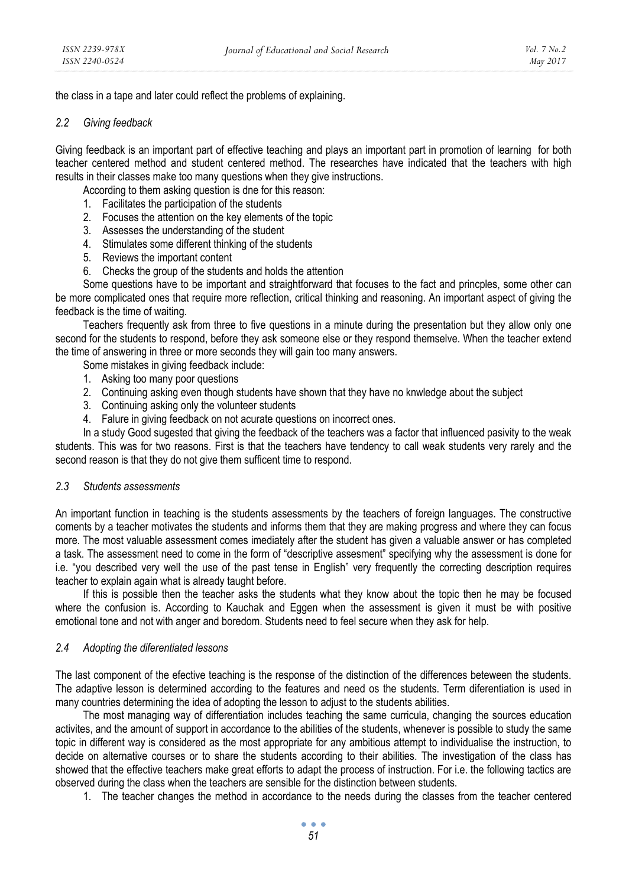the class in a tape and later could reflect the problems of explaining.

### 2.2 Giving feedback

Giving feedback is an important part of effective teaching and plays an important part in promotion of learning for both teacher centered method and student centered method. The researches have indicated that the teachers with high results in their classes make too many questions when they give instructions.

According to them asking question is dne for this reason:

1. Facilitates the participation of the students
2. Focuses the attention on the key elements of the topic
3. Assesses the understanding of the student
4. Stimulates some different thinking of the students
5. Reviews the important content
6. Checks the group of the students and holds the attention

Some questions have to be important and straightforward that focuses to the fact and princples, some other can be more complicated ones that require more reflection, critical thinking and reasoning. An important aspect of giving the feedback is the time of waiting.

Teachers frequently ask from three to five questions in a minute during the presentation but they allow only one second for the students to respond, before they ask someone else or they respond themselve. When the teacher extend the time of answering in three or more seconds they will gain too many answers.

Some mistakes in giving feedback include:

1. Asking too many poor questions
2. Continuing asking even though students have shown that they have no knwledge about the subject
3. Continuing asking only the volunteer students
4. Falure in giving feedback on not acurate questions on incorrect ones.

In a study Good sugested that giving the feedback of the teachers was a factor that influenced pasivity to the weak students. This was for two reasons. First is that the teachers have tendency to call weak students very rarely and the second reason is that they do not give them sufficent time to respond.

### 2.3 Students assessments

An important function in teaching is the students assessments by the teachers of foreign languages. The constructive coments by a teacher motivates the students and informs them that they are making progress and where they can focus more. The most valuable assessment comes imediately after the student has given a valuable answer or has completed a task. The assessment need to come in the form of "descriptive assesment" specifying why the assessment is done for i.e. "you described very well the use of the past tense in English" very frequently the correcting description requires teacher to explain again what is already taught before.

If this is possible then the teacher asks the students what they know about the topic then he may be focused where the confusion is. According to Kauchak and Eggen when the assessment is given it must be with positive emotional tone and not with anger and boredom. Students need to feel secure when they ask for help.

### 2.4 Adopting the diferentiated lessons

The last component of the efective teaching is the response of the distinction of the differences beteween the students. The adaptive lesson is determined according to the features and need os the students. Term diferentiation is used in many countries determining the idea of adopting the lesson to adjust to the students abilities.

The most managing way of differentiation includes teaching the same curricula, changing the sources education activites, and the amount of support in accordance to the abilities of the students, whenever is possible to study the same topic in different way is considered as the most appropriate for any ambitious attempt to individualise the instruction, to decide on alternative courses or to share the students according to their abilities. The investigation of the class has showed that the effective teachers make great efforts to adapt the process of instruction. For i.e. the following tactics are observed during the class when the teachers are sensible for the distinction between students.

1. The teacher changes the method in accordance to the needs during the classes from the teacher centered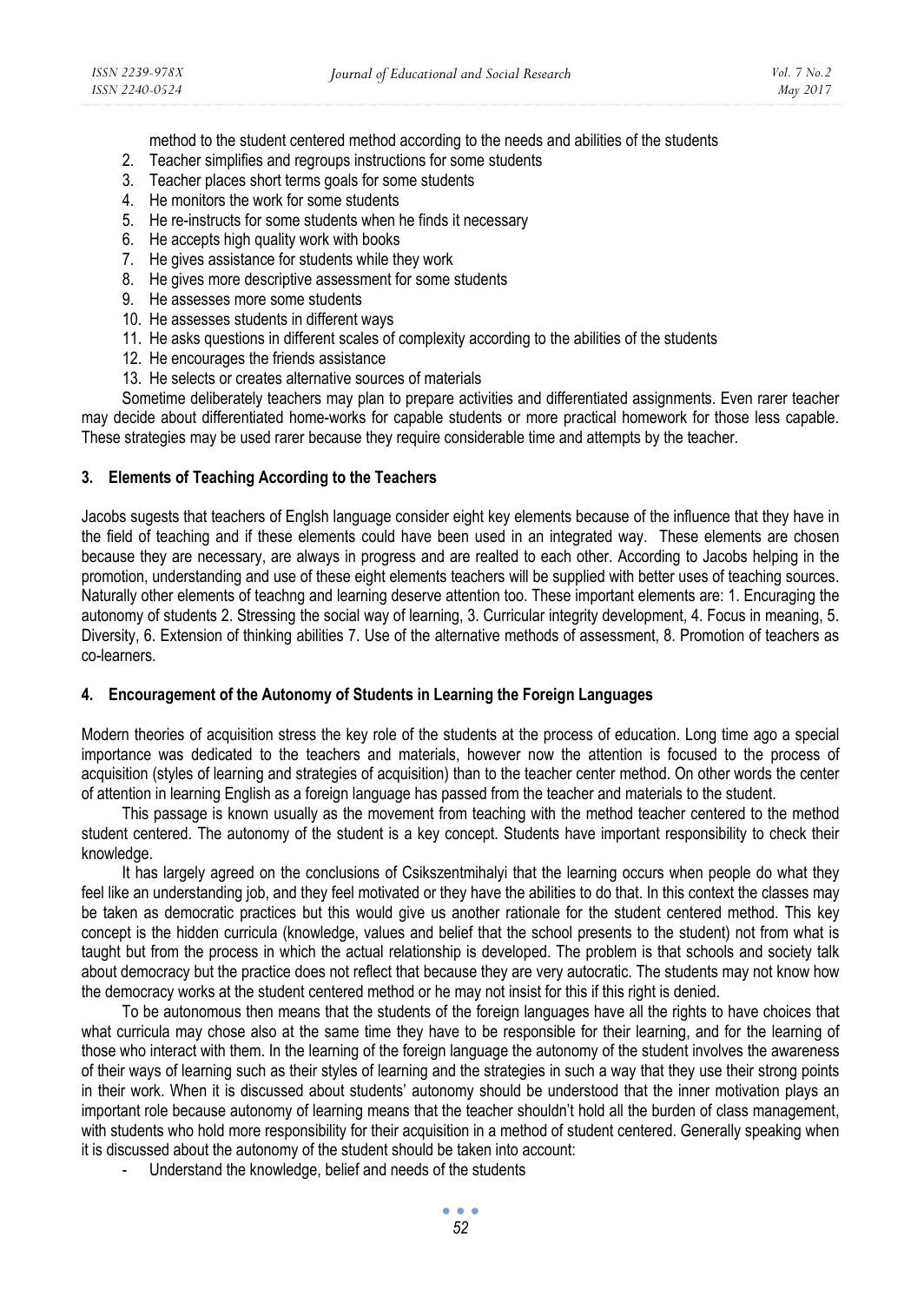method to the student centered method according to the needs and abilities of the students

2. Teacher simplifies and regroups instructions for some students
3. Teacher places short terms goals for some students
4. He monitors the work for some students
5. He re-instructs for some students when he finds it necessary
6. He accepts high quality work with books
7. He gives assistance for students while they work
8. He gives more descriptive assessment for some students
9. He assesses more some students
10. He assesses students in different ways
11. He asks questions in different scales of complexity according to the abilities of the students
12. He encourages the friends assistance
13. He selects or creates alternative sources of materials

Sometime deliberately teachers may plan to prepare activities and differentiated assignments. Even rarer teacher may decide about differentiated home-works for capable students or more practical homework for those less capable. These strategies may be used rarer because they require considerable time and attempts by the teacher.

## 3. Elements of Teaching According to the Teachers

Jacobs sugests that teachers of Englsh language consider eight key elements because of the influence that they have in the field of teaching and if these elements could have been used in an integrated way. These elements are chosen because they are necessary, are always in progress and are realted to each other. According to Jacobs helping in the promotion, understanding and use of these eight elements teachers will be supplied with better uses of teaching sources. Naturally other elements of teachng and learning deserve attention too. These important elements are: 1. Encuraging the autonomy of students 2. Stressing the social way of learning, 3. Curricular integrity development, 4. Focus in meaning, 5. Diversity, 6. Extension of thinking abilities 7. Use of the alternative methods of assessment, 8. Promotion of teachers as co-learners.

## 4. Encouragement of the Autonomy of Students in Learning the Foreign Languages

Modern theories of acquisition stress the key role of the students at the process of education. Long time ago a special importance was dedicated to the teachers and materials, however now the attention is focused to the process of acquisition (styles of learning and strategies of acquisition) than to the teacher center method. On other words the center of attention in learning English as a foreign language has passed from the teacher and materials to the student.

This passage is known usually as the movement from teaching with the method teacher centered to the method student centered. The autonomy of the student is a key concept. Students have important responsibility to check their knowledge.

It has largely agreed on the conclusions of Csikszentmihalyi that the learning occurs when people do what they feel like an understanding job, and they feel motivated or they have the abilities to do that. In this context the classes may be taken as democratic practices but this would give us another rationale for the student centered method. This key concept is the hidden curricula (knowledge, values and belief that the school presents to the student) not from what is taught but from the process in which the actual relationship is developed. The problem is that schools and society talk about democracy but the practice does not reflect that because they are very autocratic. The students may not know how the democracy works at the student centered method or he may not insist for this if this right is denied.

To be autonomous then means that the students of the foreign languages have all the rights to have choices that what curricula may chose also at the same time they have to be responsible for their learning, and for the learning of those who interact with them. In the learning of the foreign language the autonomy of the student involves the awareness of their ways of learning such as their styles of learning and the strategies in such a way that they use their strong points in their work. When it is discussed about students' autonomy should be understood that the inner motivation plays an important role because autonomy of learning means that the teacher shouldn't hold all the burden of class management, with students who hold more responsibility for their acquisition in a method of student centered. Generally speaking when it is discussed about the autonomy of the student should be taken into account:

- Understand the knowledge, belief and needs of the students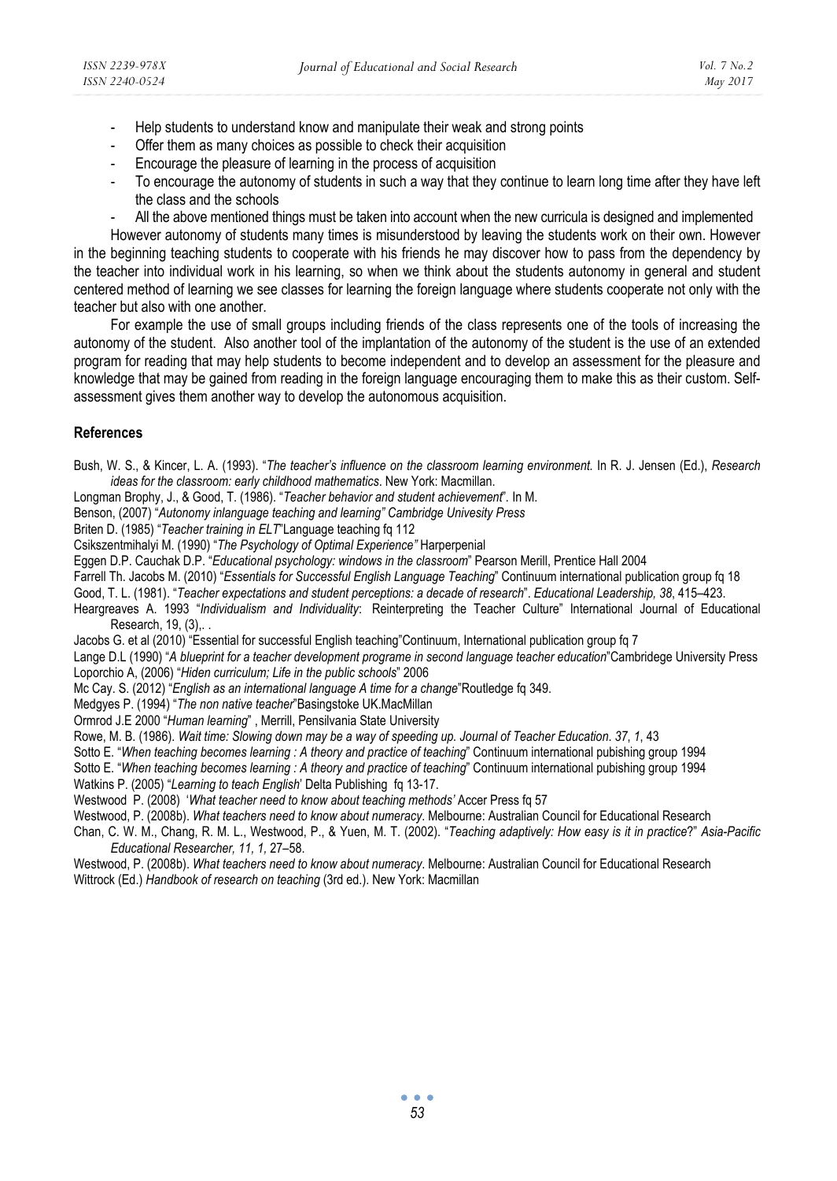- Help students to understand know and manipulate their weak and strong points
- Offer them as many choices as possible to check their acquisition
- Encourage the pleasure of learning in the process of acquisition
- To encourage the autonomy of students in such a way that they continue to learn long time after they have left the class and the schools
- All the above mentioned things must be taken into account when the new curricula is designed and implemented

However autonomy of students many times is misunderstood by leaving the students work on their own. However in the beginning teaching students to cooperate with his friends he may discover how to pass from the dependency by the teacher into individual work in his learning, so when we think about the students autonomy in general and student centered method of learning we see classes for learning the foreign language where students cooperate not only with the teacher but also with one another.

For example the use of small groups including friends of the class represents one of the tools of increasing the autonomy of the student. Also another tool of the implantation of the autonomy of the student is the use of an extended program for reading that may help students to become independent and to develop an assessment for the pleasure and knowledge that may be gained from reading in the foreign language encouraging them to make this as their custom. Self-assessment gives them another way to develop the autonomous acquisition.

## References

Bush, W. S., & Kincer, L. A. (1993). "*The teacher's influence on the classroom learning environment.* In R. J. Jensen (Ed.), *Research ideas for the classroom: early childhood mathematics*. New York: Macmillan.

Longman Brophy, J., & Good, T. (1986). "*Teacher behavior and student achievement*". In M.

Benson, (2007) "*Autonomy inlanguage teaching and learning" Cambridge Univesity Press*

Briten D. (1985) "*Teacher training in ELT*"Language teaching fq 112

Csikszentmihalyi M. (1990) "*The Psychology of Optimal Experience"* Harperpenial

Eggen D.P. Cauchak D.P. "*Educational psychology: windows in the classroom*" Pearson Merill, Prentice Hall 2004

Farrell Th. Jacobs M. (2010) "*Essentials for Successful English Language Teaching*" Continuum international publication group fq 18

Good, T. L. (1981). "*Teacher expectations and student perceptions: a decade of research*". *Educational Leadership, 38*, 415–423.

Heargreaves A. 1993 "*Individualism and Individuality*: Reinterpreting the Teacher Culture" International Journal of Educational Research, 19, (3),. .

Jacobs G. et al (2010) "Essential for successful English teaching"Continuum, International publication group fq 7

Lange D.L (1990) "*A blueprint for a teacher development programe in second language teacher education*"Cambridege University Press

Loporchio A, (2006) "*Hiden curriculum; Life in the public schools*" 2006

Mc Cay. S. (2012) "*English as an international language A time for a change*"Routledge fq 349.

Medgyes P. (1994) "*The non native teacher*"Basingstoke UK.MacMillan

Ormrod J.E 2000 "*Human learning*" , Merrill, Pensilvania State University

Rowe, M. B. (1986). *Wait time: Slowing down may be a way of speeding up. Journal of Teacher Education. 37*, *1*, 43

Sotto E. "*When teaching becomes learning : A theory and practice of teaching*" Continuum international pubishing group 1994

Sotto E. "*When teaching becomes learning : A theory and practice of teaching*" Continuum international pubishing group 1994

Watkins P. (2005) "*Learning to teach English*' Delta Publishing fq 13-17.

Westwood P. (2008) '*What teacher need to know about teaching methods'* Accer Press fq 57

Westwood, P. (2008b). *What teachers need to know about numeracy*. Melbourne: Australian Council for Educational Research

Chan, C. W. M., Chang, R. M. L., Westwood, P., & Yuen, M. T. (2002). "*Teaching adaptively: How easy is it in practice*?" *Asia-Pacific Educational Researcher, 11, 1,* 27–58.

Westwood, P. (2008b). *What teachers need to know about numeracy*. Melbourne: Australian Council for Educational Research

Wittrock (Ed.) *Handbook of research on teaching* (3rd ed.). New York: Macmillan